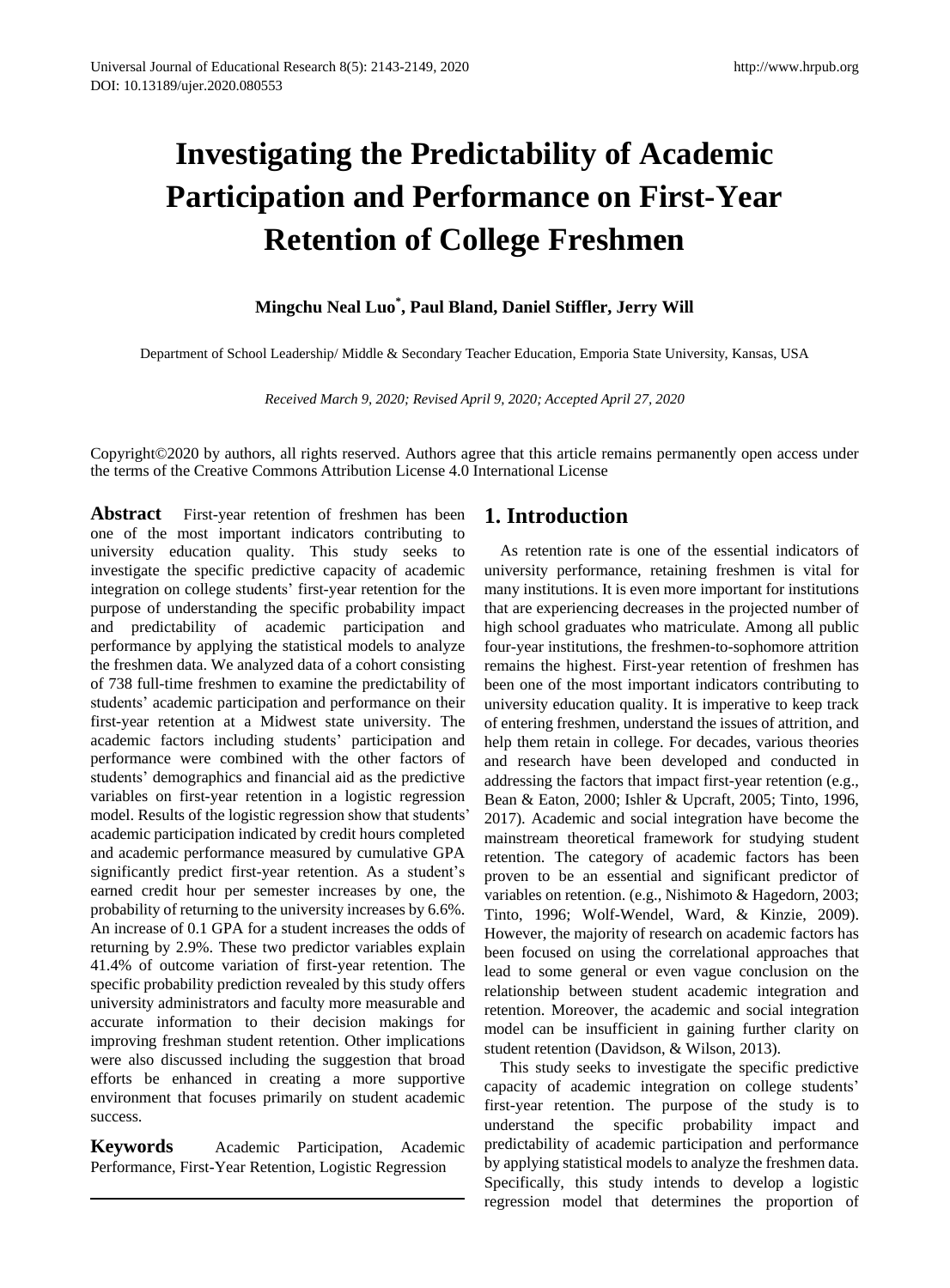# Investigating the Predictability of Academic Participation and Performance on First-Year Retention of College Freshmen

**Mingchu Neal Luo[*], Paul Bland, Daniel Stiffler, Jerry Will**

Department of School Leadership/ Middle & Secondary Teacher Education, Emporia State University, Kansas, USA

*Received March 9, 2020; Revised April 9, 2020; Accepted April 27, 2020*

Copyright©2020 by authors, all rights reserved. Authors agree that this article remains permanently open access under the terms of the Creative Commons Attribution License 4.0 International License

**Abstract** First-year retention of freshmen has been one of the most important indicators contributing to university education quality. This study seeks to investigate the specific predictive capacity of academic integration on college students' first-year retention for the purpose of understanding the specific probability impact and predictability of academic participation and performance by applying the statistical models to analyze the freshmen data. We analyzed data of a cohort consisting of 738 full-time freshmen to examine the predictability of students' academic participation and performance on their first-year retention at a Midwest state university. The academic factors including students' participation and performance were combined with the other factors of students' demographics and financial aid as the predictive variables on first-year retention in a logistic regression model. Results of the logistic regression show that students' academic participation indicated by credit hours completed and academic performance measured by cumulative GPA significantly predict first-year retention. As a student's earned credit hour per semester increases by one, the probability of returning to the university increases by 6.6%. An increase of 0.1 GPA for a student increases the odds of returning by 2.9%. These two predictor variables explain 41.4% of outcome variation of first-year retention. The specific probability prediction revealed by this study offers university administrators and faculty more measurable and accurate information to their decision makings for improving freshman student retention. Other implications were also discussed including the suggestion that broad efforts be enhanced in creating a more supportive environment that focuses primarily on student academic success.

**Keywords** Academic Participation, Academic Performance, First-Year Retention, Logistic Regression

## 1. Introduction

As retention rate is one of the essential indicators of university performance, retaining freshmen is vital for many institutions. It is even more important for institutions that are experiencing decreases in the projected number of high school graduates who matriculate. Among all public four-year institutions, the freshmen-to-sophomore attrition remains the highest. First-year retention of freshmen has been one of the most important indicators contributing to university education quality. It is imperative to keep track of entering freshmen, understand the issues of attrition, and help them retain in college. For decades, various theories and research have been developed and conducted in addressing the factors that impact first-year retention (e.g., Bean & Eaton, 2000; Ishler & Upcraft, 2005; Tinto, 1996, 2017). Academic and social integration have become the mainstream theoretical framework for studying student retention. The category of academic factors has been proven to be an essential and significant predictor of variables on retention. (e.g., Nishimoto & Hagedorn, 2003; Tinto, 1996; Wolf-Wendel, Ward, & Kinzie, 2009). However, the majority of research on academic factors has been focused on using the correlational approaches that lead to some general or even vague conclusion on the relationship between student academic integration and retention. Moreover, the academic and social integration model can be insufficient in gaining further clarity on student retention (Davidson, & Wilson, 2013).

This study seeks to investigate the specific predictive capacity of academic integration on college students' first-year retention. The purpose of the study is to understand the specific probability impact and predictability of academic participation and performance by applying statistical models to analyze the freshmen data. Specifically, this study intends to develop a logistic regression model that determines the proportion of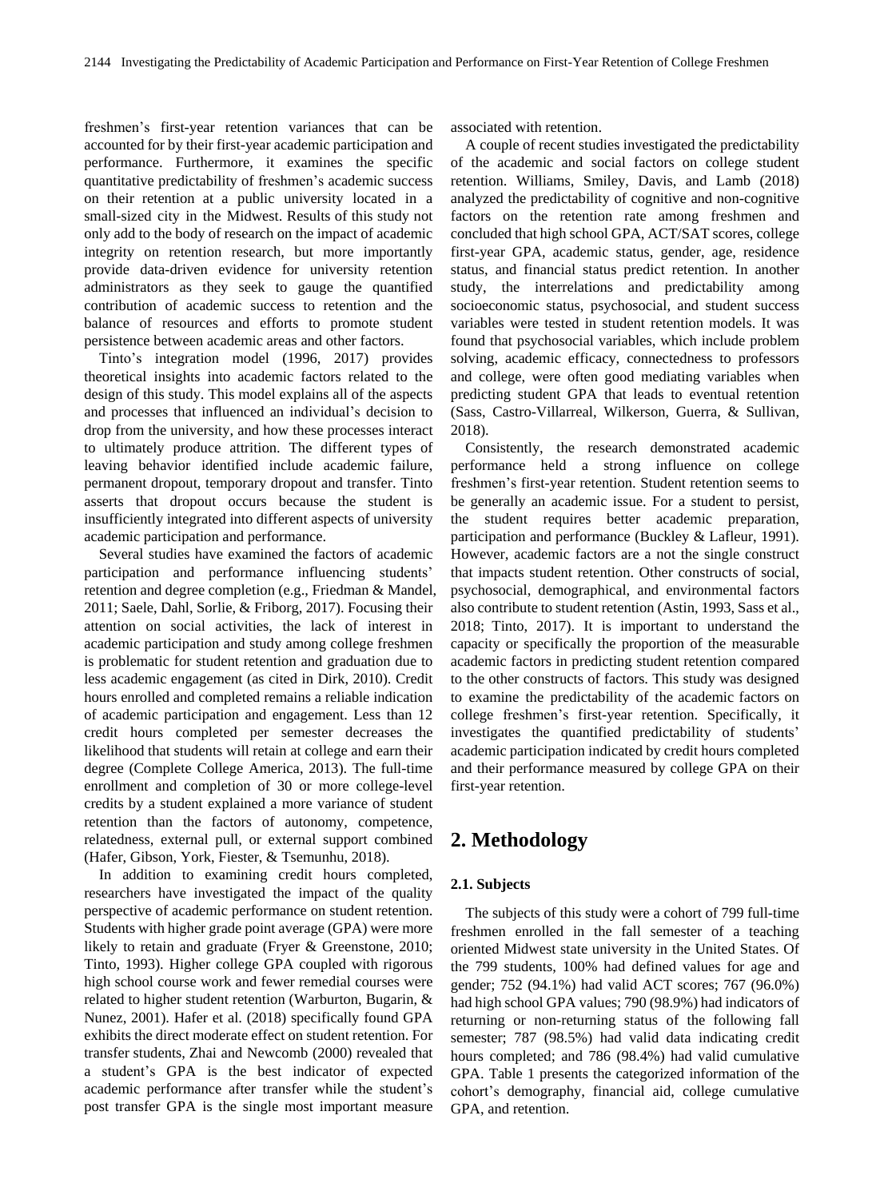freshmen's first-year retention variances that can be accounted for by their first-year academic participation and performance. Furthermore, it examines the specific quantitative predictability of freshmen's academic success on their retention at a public university located in a small-sized city in the Midwest. Results of this study not only add to the body of research on the impact of academic integrity on retention research, but more importantly provide data-driven evidence for university retention administrators as they seek to gauge the quantified contribution of academic success to retention and the balance of resources and efforts to promote student persistence between academic areas and other factors.

Tinto's integration model (1996, 2017) provides theoretical insights into academic factors related to the design of this study. This model explains all of the aspects and processes that influenced an individual's decision to drop from the university, and how these processes interact to ultimately produce attrition. The different types of leaving behavior identified include academic failure, permanent dropout, temporary dropout and transfer. Tinto asserts that dropout occurs because the student is insufficiently integrated into different aspects of university academic participation and performance.

Several studies have examined the factors of academic participation and performance influencing students' retention and degree completion (e.g., Friedman & Mandel, 2011; Saele, Dahl, Sorlie, & Friborg, 2017). Focusing their attention on social activities, the lack of interest in academic participation and study among college freshmen is problematic for student retention and graduation due to less academic engagement (as cited in Dirk, 2010). Credit hours enrolled and completed remains a reliable indication of academic participation and engagement. Less than 12 credit hours completed per semester decreases the likelihood that students will retain at college and earn their degree (Complete College America, 2013). The full-time enrollment and completion of 30 or more college-level credits by a student explained a more variance of student retention than the factors of autonomy, competence, relatedness, external pull, or external support combined (Hafer, Gibson, York, Fiester, & Tsemunhu, 2018).

In addition to examining credit hours completed, researchers have investigated the impact of the quality perspective of academic performance on student retention. Students with higher grade point average (GPA) were more likely to retain and graduate (Fryer & Greenstone, 2010; Tinto, 1993). Higher college GPA coupled with rigorous high school course work and fewer remedial courses were related to higher student retention (Warburton, Bugarin, & Nunez, 2001). Hafer et al. (2018) specifically found GPA exhibits the direct moderate effect on student retention. For transfer students, Zhai and Newcomb (2000) revealed that a student's GPA is the best indicator of expected academic performance after transfer while the student's post transfer GPA is the single most important measure associated with retention.

A couple of recent studies investigated the predictability of the academic and social factors on college student retention. Williams, Smiley, Davis, and Lamb (2018) analyzed the predictability of cognitive and non-cognitive factors on the retention rate among freshmen and concluded that high school GPA, ACT/SAT scores, college first-year GPA, academic status, gender, age, residence status, and financial status predict retention. In another study, the interrelations and predictability among socioeconomic status, psychosocial, and student success variables were tested in student retention models. It was found that psychosocial variables, which include problem solving, academic efficacy, connectedness to professors and college, were often good mediating variables when predicting student GPA that leads to eventual retention (Sass, Castro-Villarreal, Wilkerson, Guerra, & Sullivan, 2018).

Consistently, the research demonstrated academic performance held a strong influence on college freshmen's first-year retention. Student retention seems to be generally an academic issue. For a student to persist, the student requires better academic preparation, participation and performance (Buckley & Lafleur, 1991). However, academic factors are a not the single construct that impacts student retention. Other constructs of social, psychosocial, demographical, and environmental factors also contribute to student retention (Astin, 1993, Sass et al., 2018; Tinto, 2017). It is important to understand the capacity or specifically the proportion of the measurable academic factors in predicting student retention compared to the other constructs of factors. This study was designed to examine the predictability of the academic factors on college freshmen's first-year retention. Specifically, it investigates the quantified predictability of students' academic participation indicated by credit hours completed and their performance measured by college GPA on their first-year retention.

## 2. Methodology

### 2.1. Subjects

The subjects of this study were a cohort of 799 full-time freshmen enrolled in the fall semester of a teaching oriented Midwest state university in the United States. Of the 799 students, 100% had defined values for age and gender; 752 (94.1%) had valid ACT scores; 767 (96.0%) had high school GPA values; 790 (98.9%) had indicators of returning or non-returning status of the following fall semester; 787 (98.5%) had valid data indicating credit hours completed; and 786 (98.4%) had valid cumulative GPA. Table 1 presents the categorized information of the cohort's demography, financial aid, college cumulative GPA, and retention.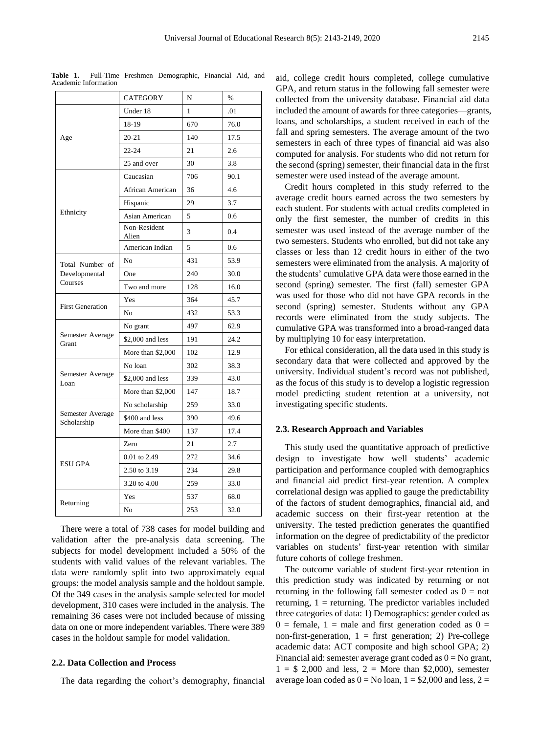**Table 1.** Full-Time Freshmen Demographic, Financial Aid, and Academic Information

| | CATEGORY | N | % |
|---|---|---|---|
| Age | Under 18 | 1 | .01 |
| | 18-19 | 670 | 76.0 |
| | 20-21 | 140 | 17.5 |
| | 22-24 | 21 | 2.6 |
| | 25 and over | 30 | 3.8 |
| Ethnicity | Caucasian | 706 | 90.1 |
| | African American | 36 | 4.6 |
| | Hispanic | 29 | 3.7 |
| | Asian American | 5 | 0.6 |
| | Non-Resident Alien | 3 | 0.4 |
| | American Indian | 5 | 0.6 |
| Total Number of Developmental Courses | No | 431 | 53.9 |
| | One | 240 | 30.0 |
| | Two and more | 128 | 16.0 |
| First Generation | Yes | 364 | 45.7 |
| | No | 432 | 53.3 |
| Semester Average Grant | No grant | 497 | 62.9 |
| | $2,000 and less | 191 | 24.2 |
| | More than $2,000 | 102 | 12.9 |
| Semester Average Loan | No loan | 302 | 38.3 |
| | $2,000 and less | 339 | 43.0 |
| | More than $2,000 | 147 | 18.7 |
| Semester Average Scholarship | No scholarship | 259 | 33.0 |
| | $400 and less | 390 | 49.6 |
| | More than $400 | 137 | 17.4 |
| ESU GPA | Zero | 21 | 2.7 |
| | 0.01 to 2.49 | 272 | 34.6 |
| | 2.50 to 3.19 | 234 | 29.8 |
| | 3.20 to 4.00 | 259 | 33.0 |
| Returning | Yes | 537 | 68.0 |
| | No | 253 | 32.0 |

There were a total of 738 cases for model building and validation after the pre-analysis data screening. The subjects for model development included a 50% of the students with valid values of the relevant variables. The data were randomly split into two approximately equal groups: the model analysis sample and the holdout sample. Of the 349 cases in the analysis sample selected for model development, 310 cases were included in the analysis. The remaining 36 cases were not included because of missing data on one or more independent variables. There were 389 cases in the holdout sample for model validation.

### 2.2. Data Collection and Process

The data regarding the cohort's demography, financial aid, college credit hours completed, college cumulative GPA, and return status in the following fall semester were collected from the university database. Financial aid data included the amount of awards for three categories—grants, loans, and scholarships, a student received in each of the fall and spring semesters. The average amount of the two semesters in each of three types of financial aid was also computed for analysis. For students who did not return for the second (spring) semester, their financial data in the first semester were used instead of the average amount.

Credit hours completed in this study referred to the average credit hours earned across the two semesters by each student. For students with actual credits completed in only the first semester, the number of credits in this semester was used instead of the average number of the two semesters. Students who enrolled, but did not take any classes or less than 12 credit hours in either of the two semesters were eliminated from the analysis. A majority of the students' cumulative GPA data were those earned in the second (spring) semester. The first (fall) semester GPA was used for those who did not have GPA records in the second (spring) semester. Students without any GPA records were eliminated from the study subjects. The cumulative GPA was transformed into a broad-ranged data by multiplying 10 for easy interpretation.

For ethical consideration, all the data used in this study is secondary data that were collected and approved by the university. Individual student's record was not published, as the focus of this study is to develop a logistic regression model predicting student retention at a university, not investigating specific students.

### 2.3. Research Approach and Variables

This study used the quantitative approach of predictive design to investigate how well students' academic participation and performance coupled with demographics and financial aid predict first-year retention. A complex correlational design was applied to gauge the predictability of the factors of student demographics, financial aid, and academic success on their first-year retention at the university. The tested prediction generates the quantified information on the degree of predictability of the predictor variables on students' first-year retention with similar future cohorts of college freshmen.

The outcome variable of student first-year retention in this prediction study was indicated by returning or not returning in the following fall semester coded as 0 = not returning, 1 = returning. The predictor variables included three categories of data: 1) Demographics: gender coded as 0 = female, 1 = male and first generation coded as 0 = non-first-generation, 1 = first generation; 2) Pre-college academic data: ACT composite and high school GPA; 2) Financial aid: semester average grant coded as 0 = No grant, 1 = $ 2,000 and less, 2 = More than $2,000), semester average loan coded as 0 = No loan, 1 = $2,000 and less, 2 =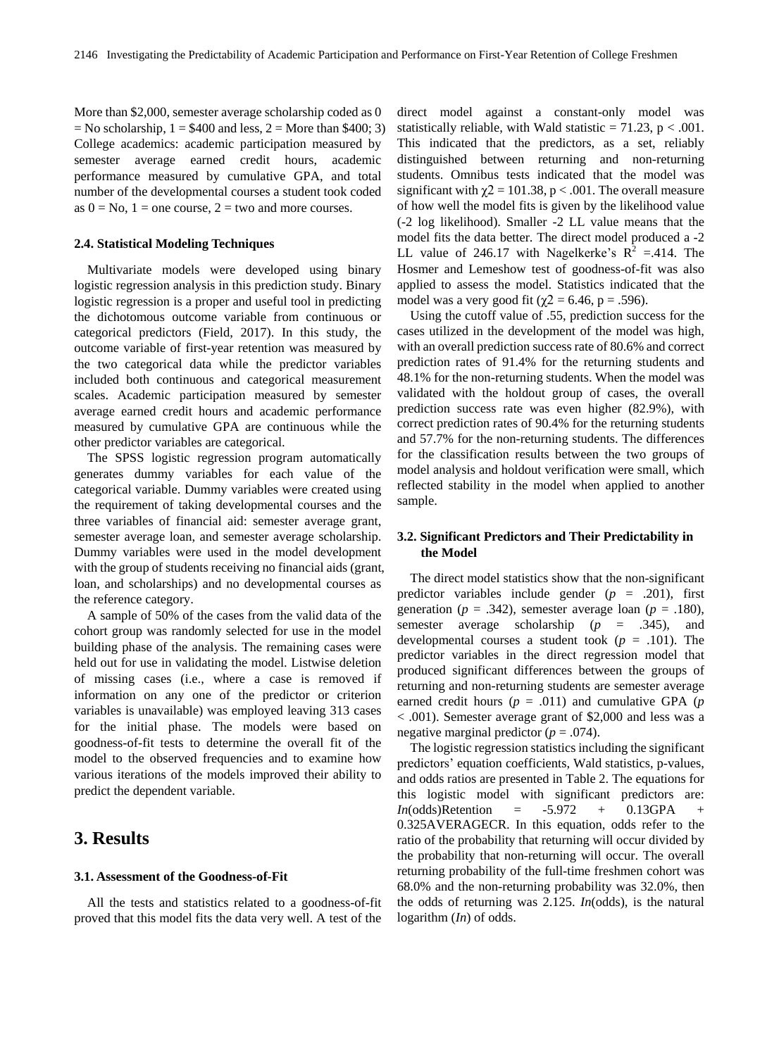More than $2,000, semester average scholarship coded as 0 = No scholarship, 1 = $400 and less, 2 = More than $400; 3) College academics: academic participation measured by semester average earned credit hours, academic performance measured by cumulative GPA, and total number of the developmental courses a student took coded as 0 = No, 1 = one course, 2 = two and more courses.

### 2.4. Statistical Modeling Techniques

Multivariate models were developed using binary logistic regression analysis in this prediction study. Binary logistic regression is a proper and useful tool in predicting the dichotomous outcome variable from continuous or categorical predictors (Field, 2017). In this study, the outcome variable of first-year retention was measured by the two categorical data while the predictor variables included both continuous and categorical measurement scales. Academic participation measured by semester average earned credit hours and academic performance measured by cumulative GPA are continuous while the other predictor variables are categorical.

The SPSS logistic regression program automatically generates dummy variables for each value of the categorical variable. Dummy variables were created using the requirement of taking developmental courses and the three variables of financial aid: semester average grant, semester average loan, and semester average scholarship. Dummy variables were used in the model development with the group of students receiving no financial aids (grant, loan, and scholarships) and no developmental courses as the reference category.

A sample of 50% of the cases from the valid data of the cohort group was randomly selected for use in the model building phase of the analysis. The remaining cases were held out for use in validating the model. Listwise deletion of missing cases (i.e., where a case is removed if information on any one of the predictor or criterion variables is unavailable) was employed leaving 313 cases for the initial phase. The models were based on goodness-of-fit tests to determine the overall fit of the model to the observed frequencies and to examine how various iterations of the models improved their ability to predict the dependent variable.

## 3. Results

### 3.1. Assessment of the Goodness-of-Fit

All the tests and statistics related to a goodness-of-fit proved that this model fits the data very well. A test of the direct model against a constant-only model was statistically reliable, with Wald statistic = 71.23, $p < .001$. This indicated that the predictors, as a set, reliably distinguished between returning and non-returning students. Omnibus tests indicated that the model was significant with $\chi2 = 101.38$, $p < .001$. The overall measure of how well the model fits is given by the likelihood value (-2 log likelihood). Smaller -2 LL value means that the model fits the data better. The direct model produced a -2 LL value of 246.17 with Nagelkerke's $R^2 = .414$. The Hosmer and Lemeshow test of goodness-of-fit was also applied to assess the model. Statistics indicated that the model was a very good fit ($\chi2 = 6.46$, $p = .596$).

Using the cutoff value of .55, prediction success for the cases utilized in the development of the model was high, with an overall prediction success rate of 80.6% and correct prediction rates of 91.4% for the returning students and 48.1% for the non-returning students. When the model was validated with the holdout group of cases, the overall prediction success rate was even higher (82.9%), with correct prediction rates of 90.4% for the returning students and 57.7% for the non-returning students. The differences for the classification results between the two groups of model analysis and holdout verification were small, which reflected stability in the model when applied to another sample.

### 3.2. Significant Predictors and Their Predictability in the Model

The direct model statistics show that the non-significant predictor variables include gender ($p = .201$), first generation ($p = .342$), semester average loan ($p = .180$), semester average scholarship ($p = .345$), and developmental courses a student took ($p = .101$). The predictor variables in the direct regression model that produced significant differences between the groups of returning and non-returning students are semester average earned credit hours ($p = .011$) and cumulative GPA ($p < .001$). Semester average grant of $2,000 and less was a negative marginal predictor ($p = .074$).

The logistic regression statistics including the significant predictors' equation coefficients, Wald statistics, p-values, and odds ratios are presented in Table 2. The equations for this logistic model with significant predictors are: *In*(odds)Retention = -5.972 + 0.13GPA + 0.325AVERAGECR. In this equation, odds refer to the ratio of the probability that returning will occur divided by the probability that non-returning will occur. The overall returning probability of the full-time freshmen cohort was 68.0% and the non-returning probability was 32.0%, then the odds of returning was 2.125. *In*(odds), is the natural logarithm (*In*) of odds.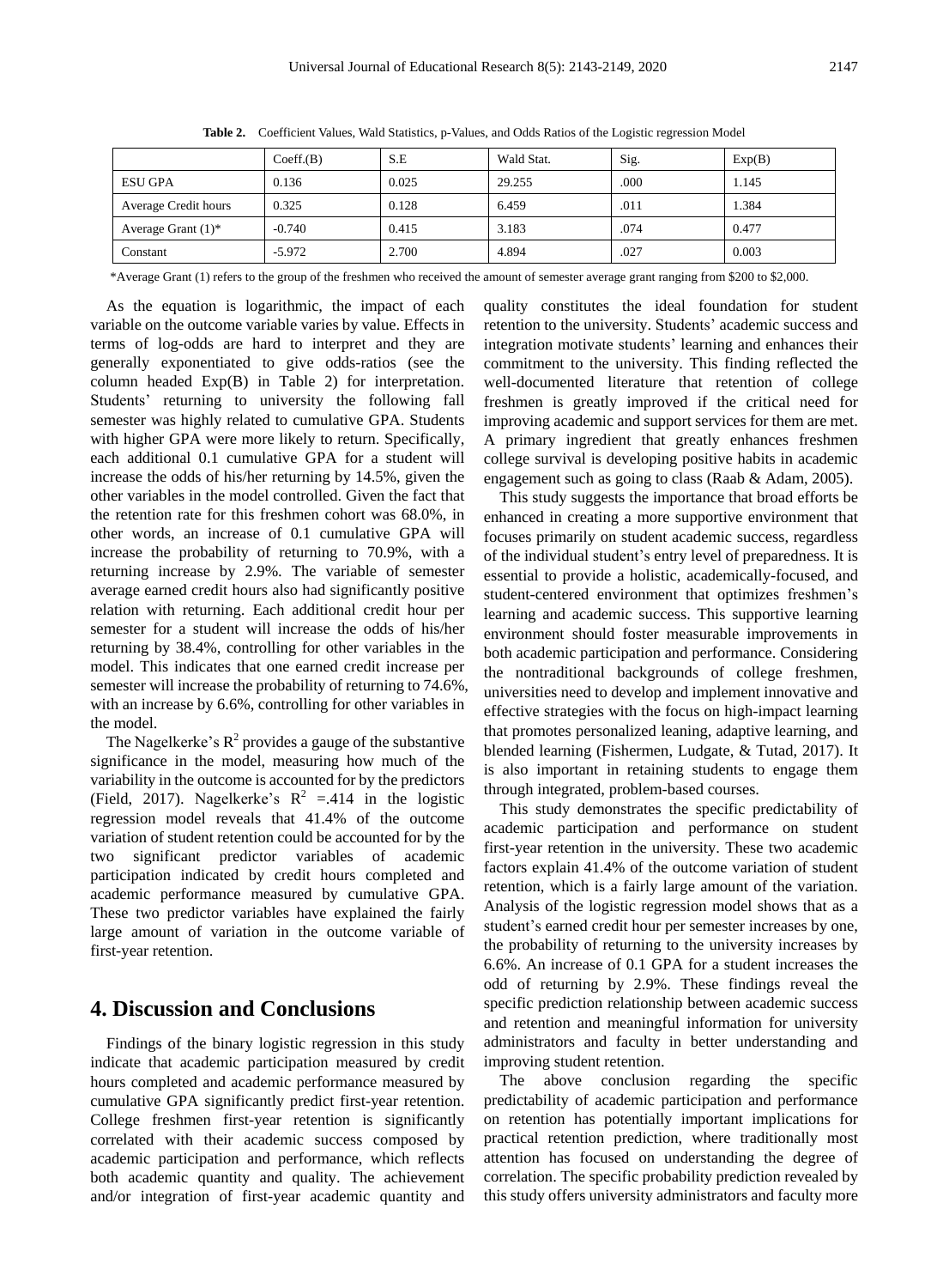**Table 2.** Coefficient Values, Wald Statistics, p-Values, and Odds Ratios of the Logistic regression Model

| | Coeff.(B) | S.E | Wald Stat. | Sig. | Exp(B) |
|---|---|---|---|---|---|
| ESU GPA | 0.136 | 0.025 | 29.255 | .000 | 1.145 |
| Average Credit hours | 0.325 | 0.128 | 6.459 | .011 | 1.384 |
| Average Grant (1)* | -0.740 | 0.415 | 3.183 | .074 | 0.477 |
| Constant | -5.972 | 2.700 | 4.894 | .027 | 0.003 |

*Average Grant (1) refers to the group of the freshmen who received the amount of semester average grant ranging from $200 to $2,000.

As the equation is logarithmic, the impact of each variable on the outcome variable varies by value. Effects in terms of log-odds are hard to interpret and they are generally exponentiated to give odds-ratios (see the column headed Exp(B) in Table 2) for interpretation. Students' returning to university the following fall semester was highly related to cumulative GPA. Students with higher GPA were more likely to return. Specifically, each additional 0.1 cumulative GPA for a student will increase the odds of his/her returning by 14.5%, given the other variables in the model controlled. Given the fact that the retention rate for this freshmen cohort was 68.0%, in other words, an increase of 0.1 cumulative GPA will increase the probability of returning to 70.9%, with a returning increase by 2.9%. The variable of semester average earned credit hours also had significantly positive relation with returning. Each additional credit hour per semester for a student will increase the odds of his/her returning by 38.4%, controlling for other variables in the model. This indicates that one earned credit increase per semester will increase the probability of returning to 74.6%, with an increase by 6.6%, controlling for other variables in the model.

The Nagelkerke's $R^2$ provides a gauge of the substantive significance in the model, measuring how much of the variability in the outcome is accounted for by the predictors (Field, 2017). Nagelkerke's $R^2$ =.414 in the logistic regression model reveals that 41.4% of the outcome variation of student retention could be accounted for by the two significant predictor variables of academic participation indicated by credit hours completed and academic performance measured by cumulative GPA. These two predictor variables have explained the fairly large amount of variation in the outcome variable of first-year retention.

## 4. Discussion and Conclusions

Findings of the binary logistic regression in this study indicate that academic participation measured by credit hours completed and academic performance measured by cumulative GPA significantly predict first-year retention. College freshmen first-year retention is significantly correlated with their academic success composed by academic participation and performance, which reflects both academic quantity and quality. The achievement and/or integration of first-year academic quantity and quality constitutes the ideal foundation for student retention to the university. Students' academic success and integration motivate students' learning and enhances their commitment to the university. This finding reflected the well-documented literature that retention of college freshmen is greatly improved if the critical need for improving academic and support services for them are met. A primary ingredient that greatly enhances freshmen college survival is developing positive habits in academic engagement such as going to class (Raab & Adam, 2005).

This study suggests the importance that broad efforts be enhanced in creating a more supportive environment that focuses primarily on student academic success, regardless of the individual student's entry level of preparedness. It is essential to provide a holistic, academically-focused, and student-centered environment that optimizes freshmen's learning and academic success. This supportive learning environment should foster measurable improvements in both academic participation and performance. Considering the nontraditional backgrounds of college freshmen, universities need to develop and implement innovative and effective strategies with the focus on high-impact learning that promotes personalized leaning, adaptive learning, and blended learning (Fishermen, Ludgate, & Tutad, 2017). It is also important in retaining students to engage them through integrated, problem-based courses.

This study demonstrates the specific predictability of academic participation and performance on student first-year retention in the university. These two academic factors explain 41.4% of the outcome variation of student retention, which is a fairly large amount of the variation. Analysis of the logistic regression model shows that as a student's earned credit hour per semester increases by one, the probability of returning to the university increases by 6.6%. An increase of 0.1 GPA for a student increases the odd of returning by 2.9%. These findings reveal the specific prediction relationship between academic success and retention and meaningful information for university administrators and faculty in better understanding and improving student retention.

The above conclusion regarding the specific predictability of academic participation and performance on retention has potentially important implications for practical retention prediction, where traditionally most attention has focused on understanding the degree of correlation. The specific probability prediction revealed by this study offers university administrators and faculty more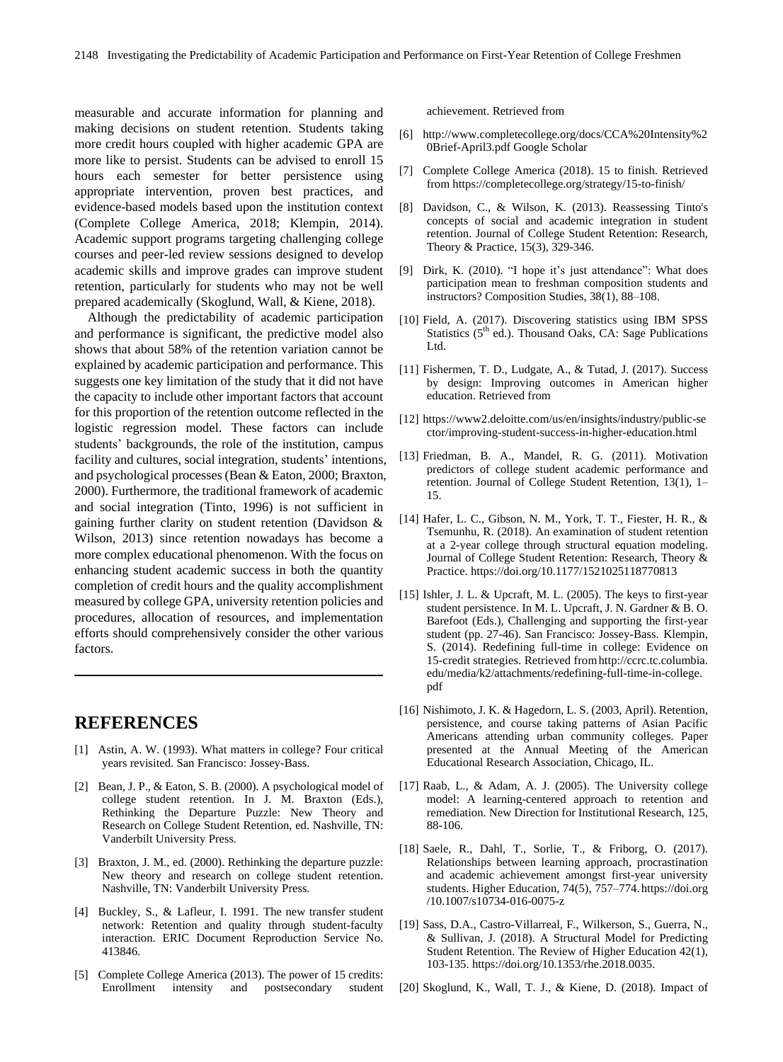measurable and accurate information for planning and making decisions on student retention. Students taking more credit hours coupled with higher academic GPA are more like to persist. Students can be advised to enroll 15 hours each semester for better persistence using appropriate intervention, proven best practices, and evidence-based models based upon the institution context (Complete College America, 2018; Klempin, 2014). Academic support programs targeting challenging college courses and peer-led review sessions designed to develop academic skills and improve grades can improve student retention, particularly for students who may not be well prepared academically (Skoglund, Wall, & Kiene, 2018).

Although the predictability of academic participation and performance is significant, the predictive model also shows that about 58% of the retention variation cannot be explained by academic participation and performance. This suggests one key limitation of the study that it did not have the capacity to include other important factors that account for this proportion of the retention outcome reflected in the logistic regression model. These factors can include students' backgrounds, the role of the institution, campus facility and cultures, social integration, students' intentions, and psychological processes (Bean & Eaton, 2000; Braxton, 2000). Furthermore, the traditional framework of academic and social integration (Tinto, 1996) is not sufficient in gaining further clarity on student retention (Davidson & Wilson, 2013) since retention nowadays has become a more complex educational phenomenon. With the focus on enhancing student academic success in both the quantity completion of credit hours and the quality accomplishment measured by college GPA, university retention policies and procedures, allocation of resources, and implementation efforts should comprehensively consider the other various factors.

## REFERENCES

[1] Astin, A. W. (1993). What matters in college? Four critical years revisited. San Francisco: Jossey-Bass.

[2] Bean, J. P., & Eaton, S. B. (2000). A psychological model of college student retention. In J. M. Braxton (Eds.), Rethinking the Departure Puzzle: New Theory and Research on College Student Retention, ed. Nashville, TN: Vanderbilt University Press.

[3] Braxton, J. M., ed. (2000). Rethinking the departure puzzle: New theory and research on college student retention. Nashville, TN: Vanderbilt University Press.

[4] Buckley, S., & Lafleur, I. 1991. The new transfer student network: Retention and quality through student-faculty interaction. ERIC Document Reproduction Service No. 413846.

[5] Complete College America (2013). The power of 15 credits: Enrollment intensity and postsecondary student achievement. Retrieved from

[6] http://www.completecollege.org/docs/CCA%20Intensity%20Brief-April3.pdf Google Scholar

[7] Complete College America (2018). 15 to finish. Retrieved from https://completecollege.org/strategy/15-to-finish/

[8] Davidson, C., & Wilson, K. (2013). Reassessing Tinto's concepts of social and academic integration in student retention. Journal of College Student Retention: Research, Theory & Practice, 15(3), 329-346.

[9] Dirk, K. (2010). "I hope it's just attendance": What does participation mean to freshman composition students and instructors? Composition Studies, 38(1), 88–108.

[10] Field, A. (2017). Discovering statistics using IBM SPSS Statistics (5th ed.). Thousand Oaks, CA: Sage Publications Ltd.

[11] Fishermen, T. D., Ludgate, A., & Tutad, J. (2017). Success by design: Improving outcomes in American higher education. Retrieved from

[12] https://www2.deloitte.com/us/en/insights/industry/public-sector/improving-student-success-in-higher-education.html

[13] Friedman, B. A., Mandel, R. G. (2011). Motivation predictors of college student academic performance and retention. Journal of College Student Retention, 13(1), 1–15.

[14] Hafer, L. C., Gibson, N. M., York, T. T., Fiester, H. R., & Tsemunhu, R. (2018). An examination of student retention at a 2-year college through structural equation modeling. Journal of College Student Retention: Research, Theory & Practice. https://doi.org/10.1177/1521025118770813

[15] Ishler, J. L. & Upcraft, M. L. (2005). The keys to first-year student persistence. In M. L. Upcraft, J. N. Gardner & B. O. Barefoot (Eds.), Challenging and supporting the first-year student (pp. 27-46). San Francisco: Jossey-Bass. Klempin, S. (2014). Redefining full-time in college: Evidence on 15-credit strategies. Retrieved from http://ccrc.tc.columbia.edu/media/k2/attachments/redefining-full-time-in-college.pdf

[16] Nishimoto, J. K. & Hagedorn, L. S. (2003, April). Retention, persistence, and course taking patterns of Asian Pacific Americans attending urban community colleges. Paper presented at the Annual Meeting of the American Educational Research Association, Chicago, IL.

[17] Raab, L., & Adam, A. J. (2005). The University college model: A learning-centered approach to retention and remediation. New Direction for Institutional Research, 125, 88-106.

[18] Saele, R., Dahl, T., Sorlie, T., & Friborg, O. (2017). Relationships between learning approach, procrastination and academic achievement amongst first-year university students. Higher Education, 74(5), 757–774. https://doi.org/10.1007/s10734-016-0075-z

[19] Sass, D.A., Castro-Villarreal, F., Wilkerson, S., Guerra, N., & Sullivan, J. (2018). A Structural Model for Predicting Student Retention. The Review of Higher Education 42(1), 103-135. https://doi.org/10.1353/rhe.2018.0035.

[20] Skoglund, K., Wall, T. J., & Kiene, D. (2018). Impact of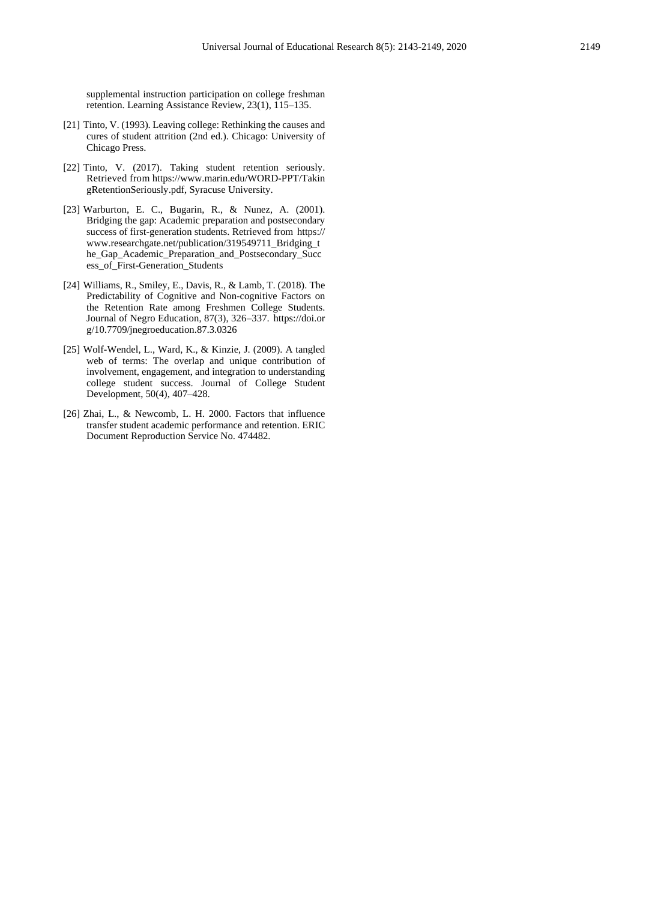supplemental instruction participation on college freshman retention. Learning Assistance Review, 23(1), 115–135.

[21] Tinto, V. (1993). Leaving college: Rethinking the causes and cures of student attrition (2nd ed.). Chicago: University of Chicago Press.

[22] Tinto, V. (2017). Taking student retention seriously. Retrieved from https://www.marin.edu/WORD-PPT/TakingRetentionSeriously.pdf, Syracuse University.

[23] Warburton, E. C., Bugarin, R., & Nunez, A. (2001). Bridging the gap: Academic preparation and postsecondary success of first-generation students. Retrieved from https://www.researchgate.net/publication/319549711_Bridging_the_Gap_Academic_Preparation_and_Postsecondary_Success_of_First-Generation_Students

[24] Williams, R., Smiley, E., Davis, R., & Lamb, T. (2018). The Predictability of Cognitive and Non-cognitive Factors on the Retention Rate among Freshmen College Students. Journal of Negro Education, 87(3), 326–337. https://doi.org/10.7709/jnegroeducation.87.3.0326

[25] Wolf-Wendel, L., Ward, K., & Kinzie, J. (2009). A tangled web of terms: The overlap and unique contribution of involvement, engagement, and integration to understanding college student success. Journal of College Student Development, 50(4), 407–428.

[26] Zhai, L., & Newcomb, L. H. 2000. Factors that influence transfer student academic performance and retention. ERIC Document Reproduction Service No. 474482.